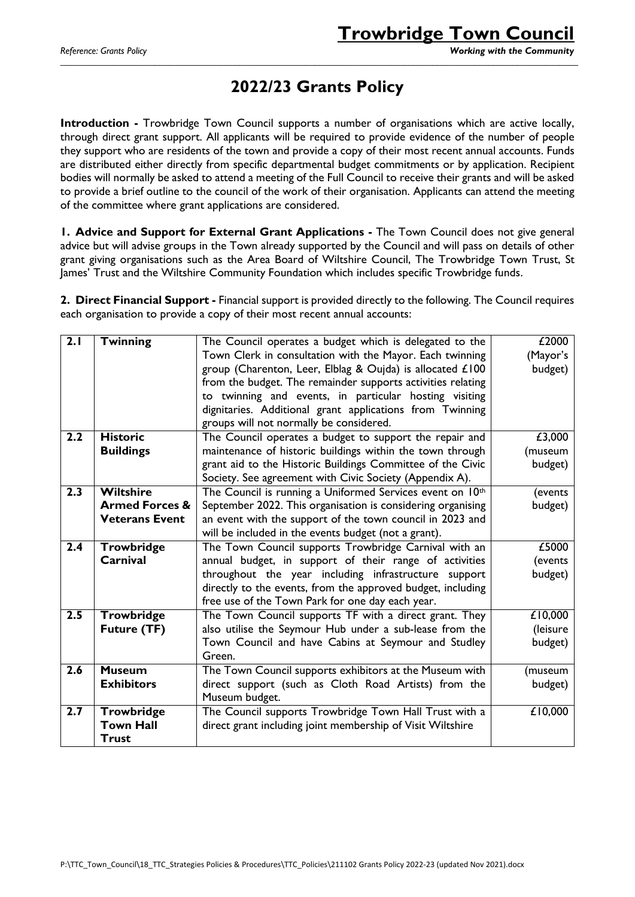# 2022/23 Grants Policy

**Introduction -** Trowbridge Town Council supports a number of organisations which are active locally, through direct grant support. All applicants will be required to provide evidence of the number of people they support who are residents of the town and provide a copy of their most recent annual accounts. Funds are distributed either directly from specific departmental budget commitments or by application. Recipient bodies will normally be asked to attend a meeting of the Full Council to receive their grants and will be asked to provide a brief outline to the council of the work of their organisation. Applicants can attend the meeting of the committee where grant applications are considered.

**1. Advice and Support for External Grant Applications -** The Town Council does not give general advice but will advise groups in the Town already supported by the Council and will pass on details of other grant giving organisations such as the Area Board of Wiltshire Council, The Trowbridge Town Trust, St James' Trust and the Wiltshire Community Foundation which includes specific Trowbridge funds.

**2. Direct Financial Support -** Financial support is provided directly to the following. The Council requires each organisation to provide a copy of their most recent annual accounts:

| | | | |
|---|---|---|---|
| **2.1** | **Twinning** | The Council operates a budget which is delegated to the Town Clerk in consultation with the Mayor. Each twinning group (Charenton, Leer, Elblag & Oujda) is allocated £100 from the budget. The remainder supports activities relating to twinning and events, in particular hosting visiting dignitaries. Additional grant applications from Twinning groups will not normally be considered. | £2000 (Mayor's budget) |
| **2.2** | **Historic Buildings** | The Council operates a budget to support the repair and maintenance of historic buildings within the town through grant aid to the Historic Buildings Committee of the Civic Society. See agreement with Civic Society (Appendix A). | £3,000 (museum budget) |
| **2.3** | **Wiltshire Armed Forces & Veterans Event** | The Council is running a Uniformed Services event on 10th September 2022. This organisation is considering organising an event with the support of the town council in 2023 and will be included in the events budget (not a grant). | (events budget) |
| **2.4** | **Trowbridge Carnival** | The Town Council supports Trowbridge Carnival with an annual budget, in support of their range of activities throughout the year including infrastructure support directly to the events, from the approved budget, including free use of the Town Park for one day each year. | £5000 (events budget) |
| **2.5** | **Trowbridge Future (TF)** | The Town Council supports TF with a direct grant. They also utilise the Seymour Hub under a sub-lease from the Town Council and have Cabins at Seymour and Studley Green. | £10,000 (leisure budget) |
| **2.6** | **Museum Exhibitors** | The Town Council supports exhibitors at the Museum with direct support (such as Cloth Road Artists) from the Museum budget. | (museum budget) |
| **2.7** | **Trowbridge Town Hall Trust** | The Council supports Trowbridge Town Hall Trust with a direct grant including joint membership of Visit Wiltshire | £10,000 |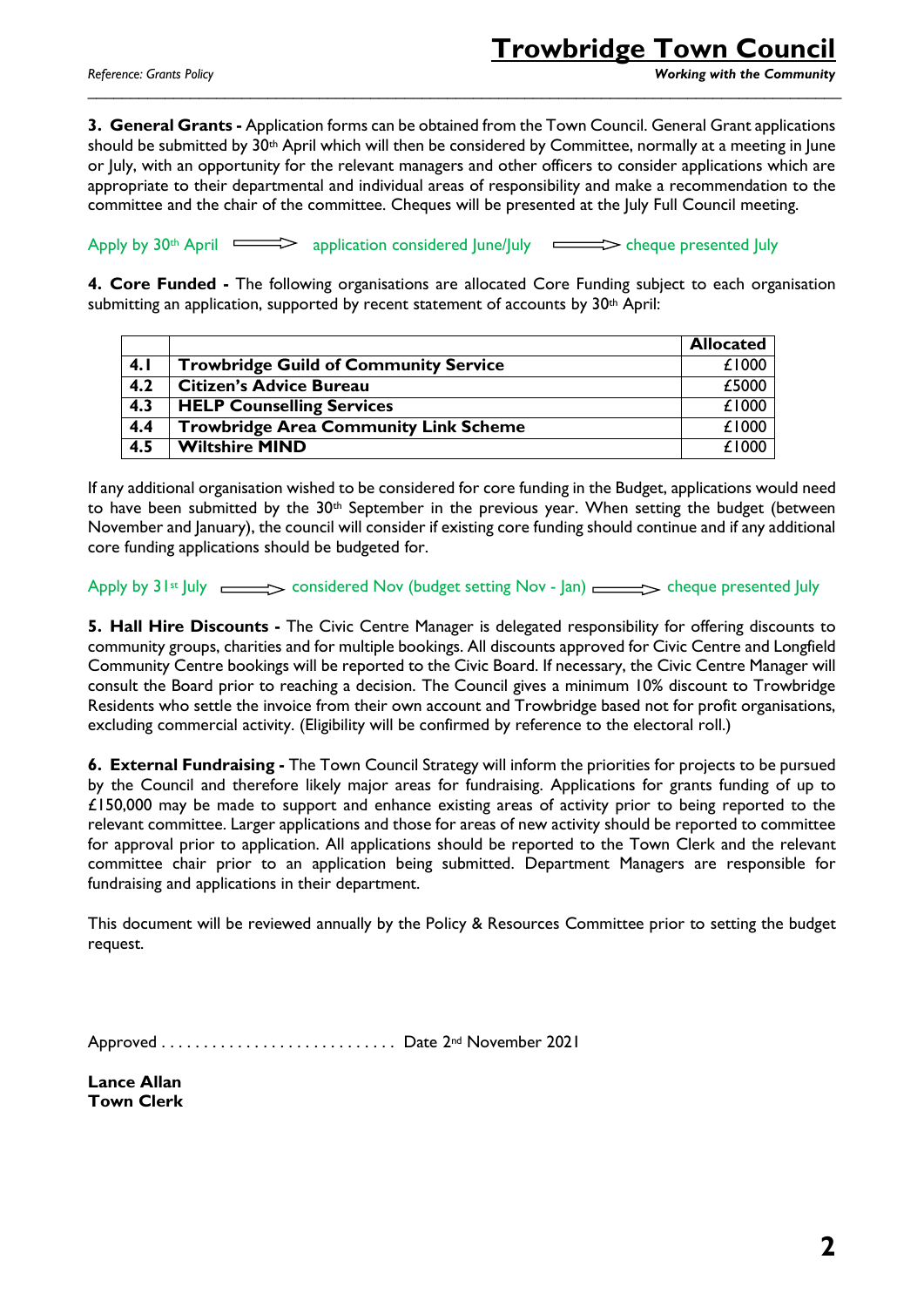**3. General Grants -** Application forms can be obtained from the Town Council. General Grant applications should be submitted by 30th April which will then be considered by Committee, normally at a meeting in June or July, with an opportunity for the relevant managers and other officers to consider applications which are appropriate to their departmental and individual areas of responsibility and make a recommendation to the committee and the chair of the committee. Cheques will be presented at the July Full Council meeting.

Apply by 30th April ⟹ application considered June/July ⟹ cheque presented July

**4. Core Funded -** The following organisations are allocated Core Funding subject to each organisation submitting an application, supported by recent statement of accounts by 30th April:

| | | **Allocated** |
|---|---|---|
| **4.1** | **Trowbridge Guild of Community Service** | £1000 |
| **4.2** | **Citizen's Advice Bureau** | £5000 |
| **4.3** | **HELP Counselling Services** | £1000 |
| **4.4** | **Trowbridge Area Community Link Scheme** | £1000 |
| **4.5** | **Wiltshire MIND** | £1000 |

If any additional organisation wished to be considered for core funding in the Budget, applications would need to have been submitted by the 30th September in the previous year. When setting the budget (between November and January), the council will consider if existing core funding should continue and if any additional core funding applications should be budgeted for.

Apply by 31st July ⟹ considered Nov (budget setting Nov - Jan) ⟹ cheque presented July

**5. Hall Hire Discounts -** The Civic Centre Manager is delegated responsibility for offering discounts to community groups, charities and for multiple bookings. All discounts approved for Civic Centre and Longfield Community Centre bookings will be reported to the Civic Board. If necessary, the Civic Centre Manager will consult the Board prior to reaching a decision. The Council gives a minimum 10% discount to Trowbridge Residents who settle the invoice from their own account and Trowbridge based not for profit organisations, excluding commercial activity. (Eligibility will be confirmed by reference to the electoral roll.)

**6. External Fundraising -** The Town Council Strategy will inform the priorities for projects to be pursued by the Council and therefore likely major areas for fundraising. Applications for grants funding of up to £150,000 may be made to support and enhance existing areas of activity prior to being reported to the relevant committee. Larger applications and those for areas of new activity should be reported to committee for approval prior to application. All applications should be reported to the Town Clerk and the relevant committee chair prior to an application being submitted. Department Managers are responsible for fundraising and applications in their department.

This document will be reviewed annually by the Policy & Resources Committee prior to setting the budget request.

Approved . . . . . . . . . . . . . . . . . . . . . . . . . . . . Date 2nd November 2021

**Lance Allan**
**Town Clerk**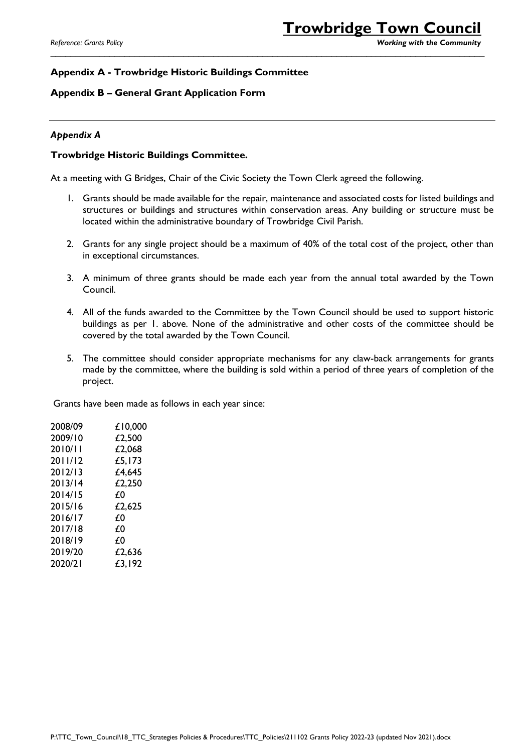**Appendix A - Trowbridge Historic Buildings Committee**

**Appendix B – General Grant Application Form**

---

***Appendix A***

**Trowbridge Historic Buildings Committee.**

At a meeting with G Bridges, Chair of the Civic Society the Town Clerk agreed the following.

1. Grants should be made available for the repair, maintenance and associated costs for listed buildings and structures or buildings and structures within conservation areas. Any building or structure must be located within the administrative boundary of Trowbridge Civil Parish.

2. Grants for any single project should be a maximum of 40% of the total cost of the project, other than in exceptional circumstances.

3. A minimum of three grants should be made each year from the annual total awarded by the Town Council.

4. All of the funds awarded to the Committee by the Town Council should be used to support historic buildings as per 1. above. None of the administrative and other costs of the committee should be covered by the total awarded by the Town Council.

5. The committee should consider appropriate mechanisms for any claw-back arrangements for grants made by the committee, where the building is sold within a period of three years of completion of the project.

Grants have been made as follows in each year since:

| | |
|---|---|
| 2008/09 | £10,000 |
| 2009/10 | £2,500 |
| 2010/11 | £2,068 |
| 2011/12 | £5,173 |
| 2012/13 | £4,645 |
| 2013/14 | £2,250 |
| 2014/15 | £0 |
| 2015/16 | £2,625 |
| 2016/17 | £0 |
| 2017/18 | £0 |
| 2018/19 | £0 |
| 2019/20 | £2,636 |
| 2020/21 | £3,192 |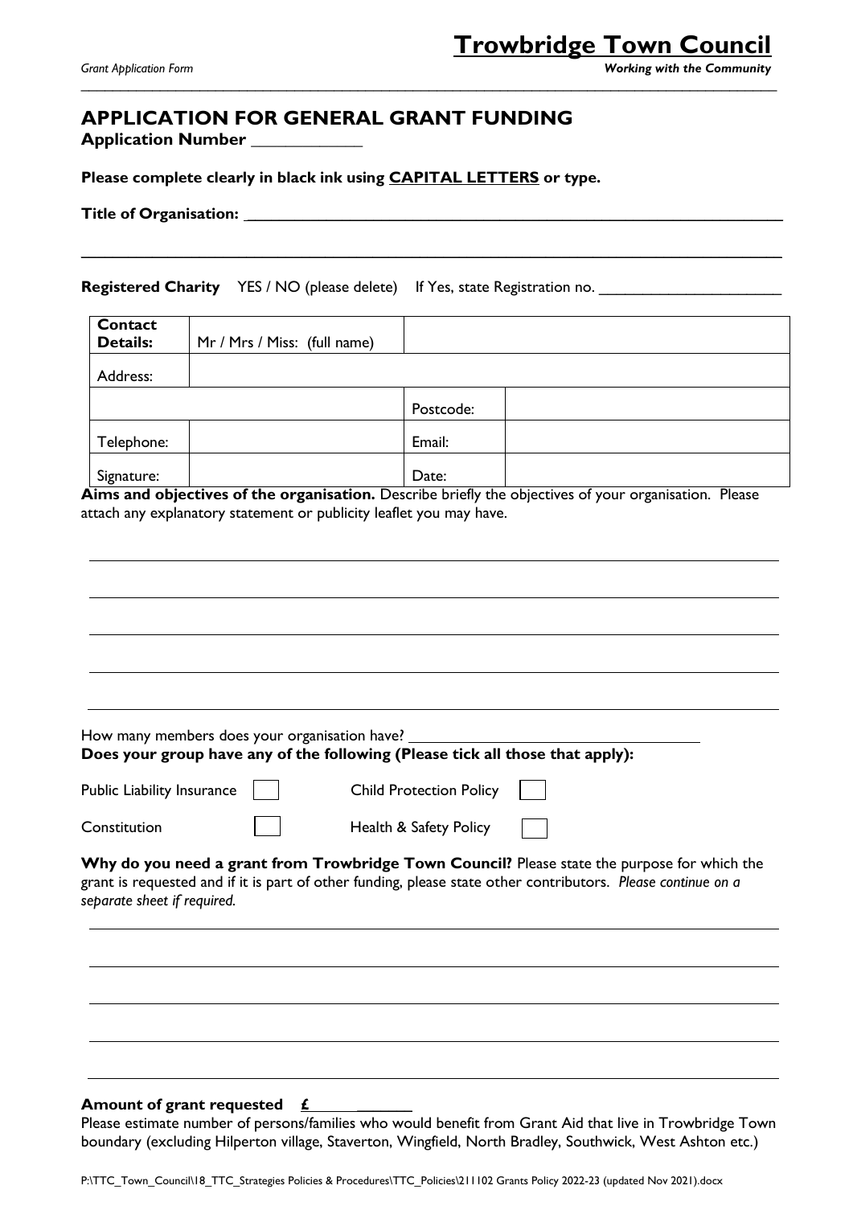# Trowbridge Town Council

## APPLICATION FOR GENERAL GRANT FUNDING

**Application Number** ____________

**Please complete clearly in black ink using CAPITAL LETTERS or type.**

**Title of Organisation:** ______________________________________________________________

______________________________________________________________________________

**Registered Charity** YES / NO (please delete) If Yes, state Registration no. ______________________

| **Contact Details:** | Mr / Mrs / Miss: (full name) | | |
|---|---|---|---|
| Address: | | | |
| | | Postcode: | |
| Telephone: | | Email: | |
| Signature: | | Date: | |

**Aims and objectives of the organisation.** Describe briefly the objectives of your organisation. Please attach any explanatory statement or publicity leaflet you may have.

______________________________________________________________________________

______________________________________________________________________________

______________________________________________________________________________

______________________________________________________________________________

______________________________________________________________________________

How many members does your organisation have? ___________________________________

**Does your group have any of the following (Please tick all those that apply):**

- Public Liability Insurance ☐
- Child Protection Policy ☐
- Constitution ☐
- Health & Safety Policy ☐

**Why do you need a grant from Trowbridge Town Council?** Please state the purpose for which the grant is requested and if it is part of other funding, please state other contributors. *Please continue on a separate sheet if required.*

______________________________________________________________________________

______________________________________________________________________________

______________________________________________________________________________

______________________________________________________________________________

______________________________________________________________________________

**Amount of grant requested £** ____________

Please estimate number of persons/families who would benefit from Grant Aid that live in Trowbridge Town boundary (excluding Hilperton village, Staverton, Wingfield, North Bradley, Southwick, West Ashton etc.)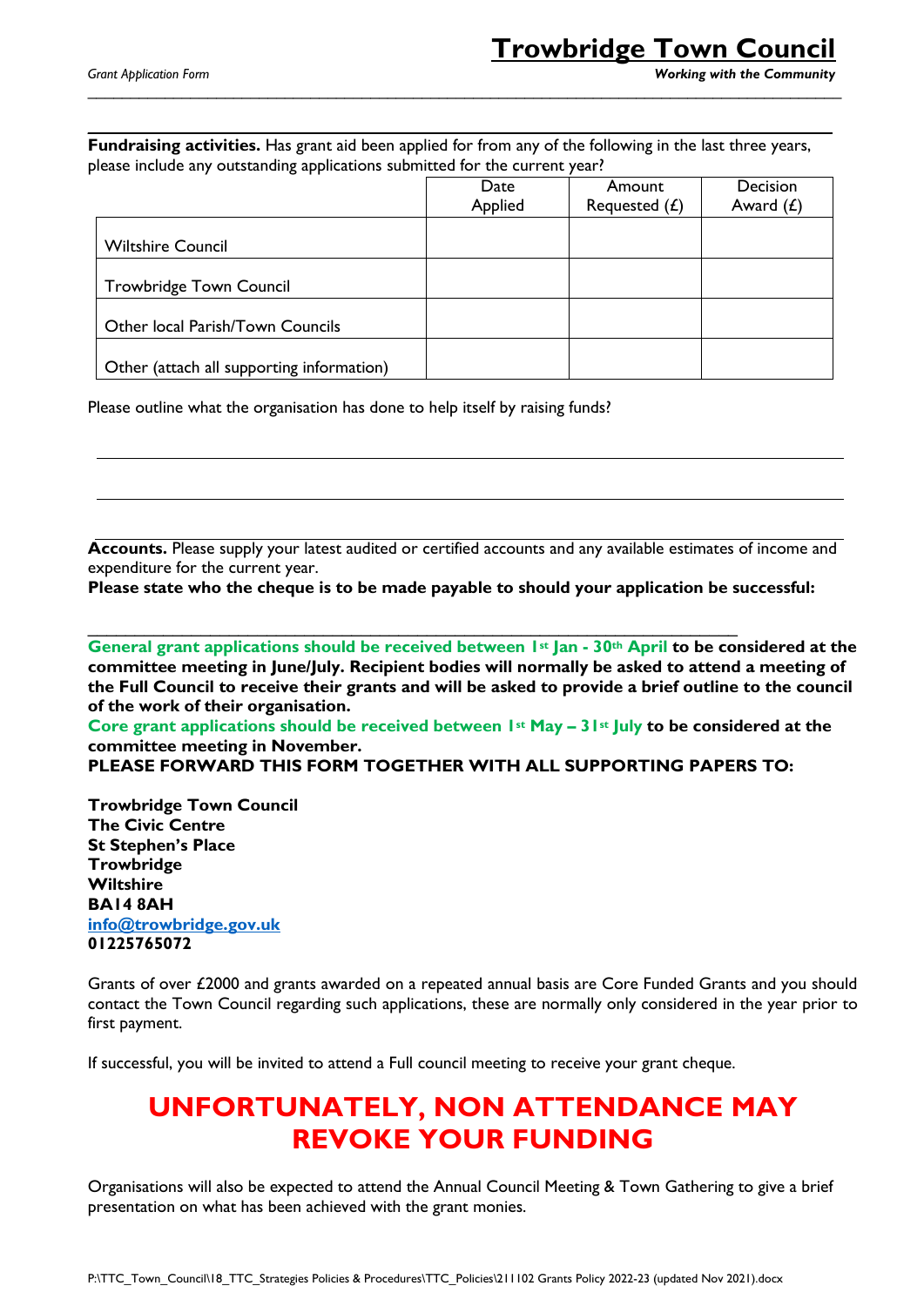**Fundraising activities.** Has grant aid been applied for from any of the following in the last three years, please include any outstanding applications submitted for the current year?

| | Date Applied | Amount Requested (£) | Decision Award (£) |
|---|---|---|---|
| Wiltshire Council | | | |
| Trowbridge Town Council | | | |
| Other local Parish/Town Councils | | | |
| Other (attach all supporting information) | | | |

Please outline what the organisation has done to help itself by raising funds?

**Accounts.** Please supply your latest audited or certified accounts and any available estimates of income and expenditure for the current year.

**Please state who the cheque is to be made payable to should your application be successful:**

**General grant applications should be received between 1st Jan - 30th April to be considered at the committee meeting in June/July. Recipient bodies will normally be asked to attend a meeting of the Full Council to receive their grants and will be asked to provide a brief outline to the council of the work of their organisation.**

**Core grant applications should be received between 1st May – 31st July to be considered at the committee meeting in November.**

**PLEASE FORWARD THIS FORM TOGETHER WITH ALL SUPPORTING PAPERS TO:**

**Trowbridge Town Council**
**The Civic Centre**
**St Stephen's Place**
**Trowbridge**
**Wiltshire**
**BA14 8AH**
**info@trowbridge.gov.uk**
**01225765072**

Grants of over £2000 and grants awarded on a repeated annual basis are Core Funded Grants and you should contact the Town Council regarding such applications, these are normally only considered in the year prior to first payment.

If successful, you will be invited to attend a Full council meeting to receive your grant cheque.

# UNFORTUNATELY, NON ATTENDANCE MAY REVOKE YOUR FUNDING

Organisations will also be expected to attend the Annual Council Meeting & Town Gathering to give a brief presentation on what has been achieved with the grant monies.